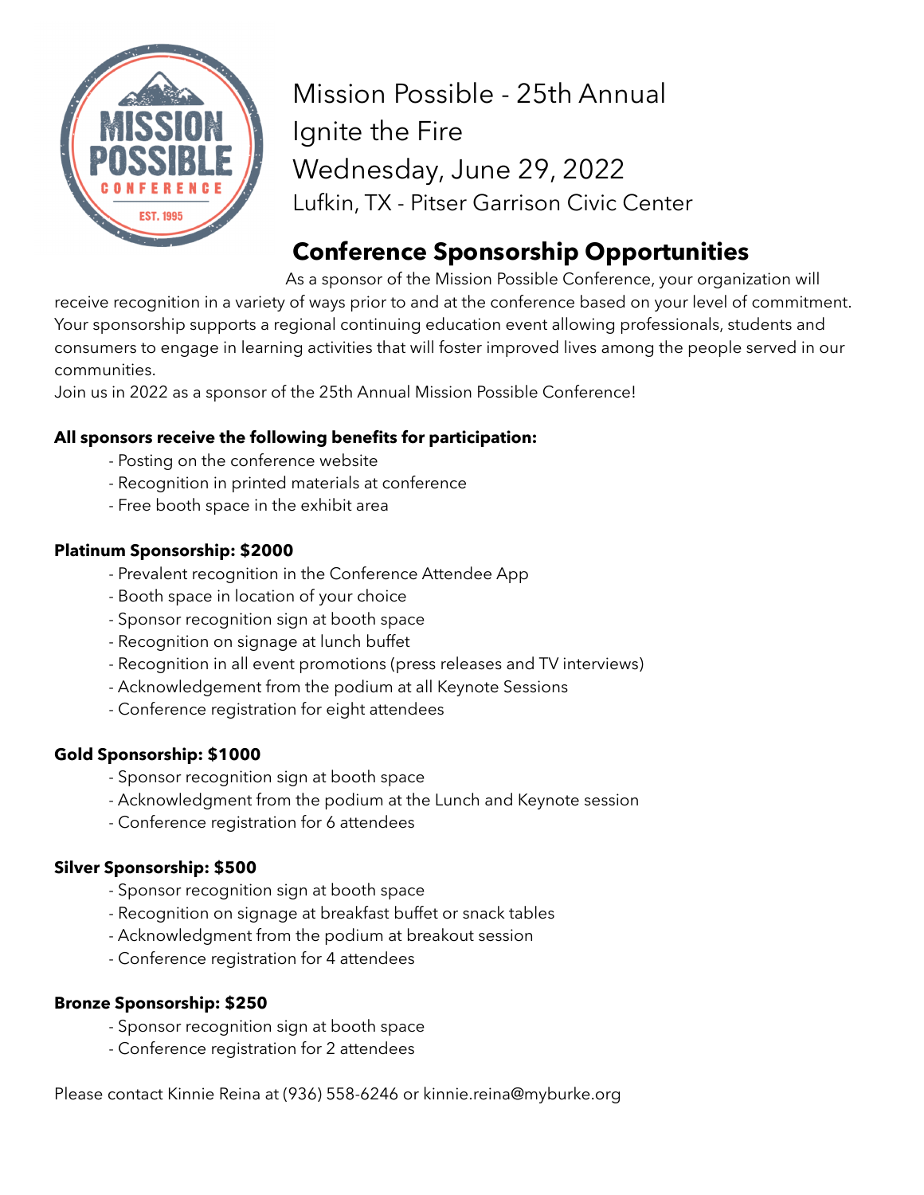# Mission Possible - 25th Annual
# Ignite the Fire
# Wednesday, June 29, 2022
### Lufkin, TX - Pitser Garrison Civic Center

## Conference Sponsorship Opportunities

As a sponsor of the Mission Possible Conference, your organization will receive recognition in a variety of ways prior to and at the conference based on your level of commitment. Your sponsorship supports a regional continuing education event allowing professionals, students and consumers to engage in learning activities that will foster improved lives among the people served in our communities.

Join us in 2022 as a sponsor of the 25th Annual Mission Possible Conference!

**All sponsors receive the following benefits for participation:**

- Posting on the conference website
- Recognition in printed materials at conference
- Free booth space in the exhibit area

**Platinum Sponsorship: $2000**

- Prevalent recognition in the Conference Attendee App
- Booth space in location of your choice
- Sponsor recognition sign at booth space
- Recognition on signage at lunch buffet
- Recognition in all event promotions (press releases and TV interviews)
- Acknowledgement from the podium at all Keynote Sessions
- Conference registration for eight attendees

**Gold Sponsorship: $1000**

- Sponsor recognition sign at booth space
- Acknowledgment from the podium at the Lunch and Keynote session
- Conference registration for 6 attendees

**Silver Sponsorship: $500**

- Sponsor recognition sign at booth space
- Recognition on signage at breakfast buffet or snack tables
- Acknowledgment from the podium at breakout session
- Conference registration for 4 attendees

**Bronze Sponsorship: $250**

- Sponsor recognition sign at booth space
- Conference registration for 2 attendees

Please contact Kinnie Reina at (936) 558-6246 or kinnie.reina@myburke.org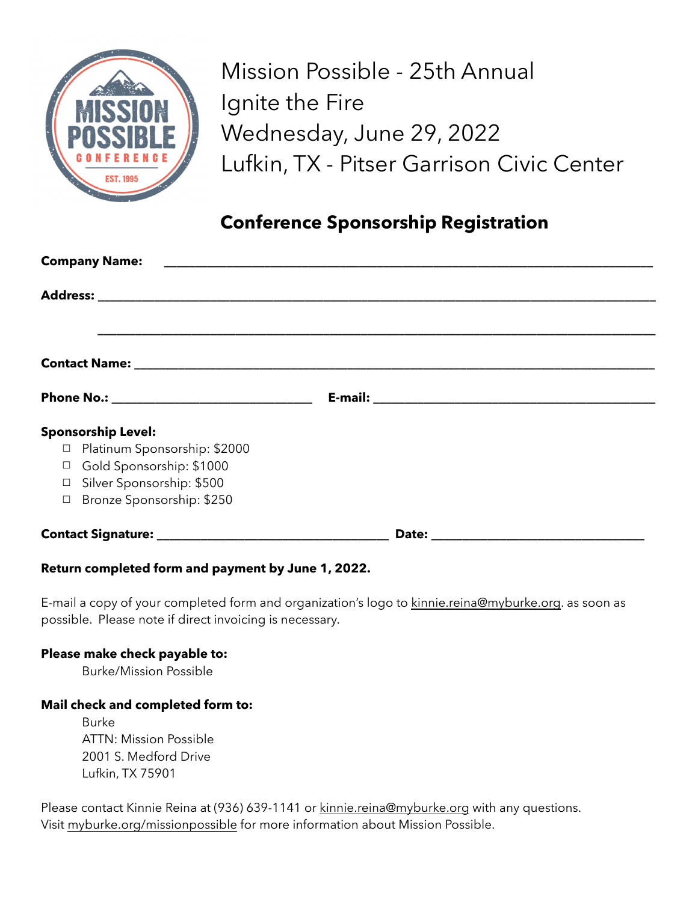# Mission Possible - 25th Annual
Ignite the Fire
Wednesday, June 29, 2022
Lufkin, TX - Pitser Garrison Civic Center

## Conference Sponsorship Registration

**Company Name:** ______________________________________________________________

**Address:** ___________________________________________________________________

___________________________________________________________________

**Contact Name:** ______________________________________________________________

**Phone No.:** ________________________ **E-mail:** __________________________________

**Sponsorship Level:**

- ☐ Platinum Sponsorship: $2000
- ☐ Gold Sponsorship: $1000
- ☐ Silver Sponsorship: $500
- ☐ Bronze Sponsorship: $250

**Contact Signature:** ____________________________ **Date:** _________________________

**Return completed form and payment by June 1, 2022.**

E-mail a copy of your completed form and organization's logo to kinnie.reina@myburke.org. as soon as possible. Please note if direct invoicing is necessary.

**Please make check payable to:**

Burke/Mission Possible

**Mail check and completed form to:**

Burke
ATTN: Mission Possible
2001 S. Medford Drive
Lufkin, TX 75901

Please contact Kinnie Reina at (936) 639-1141 or kinnie.reina@myburke.org with any questions.
Visit myburke.org/missionpossible for more information about Mission Possible.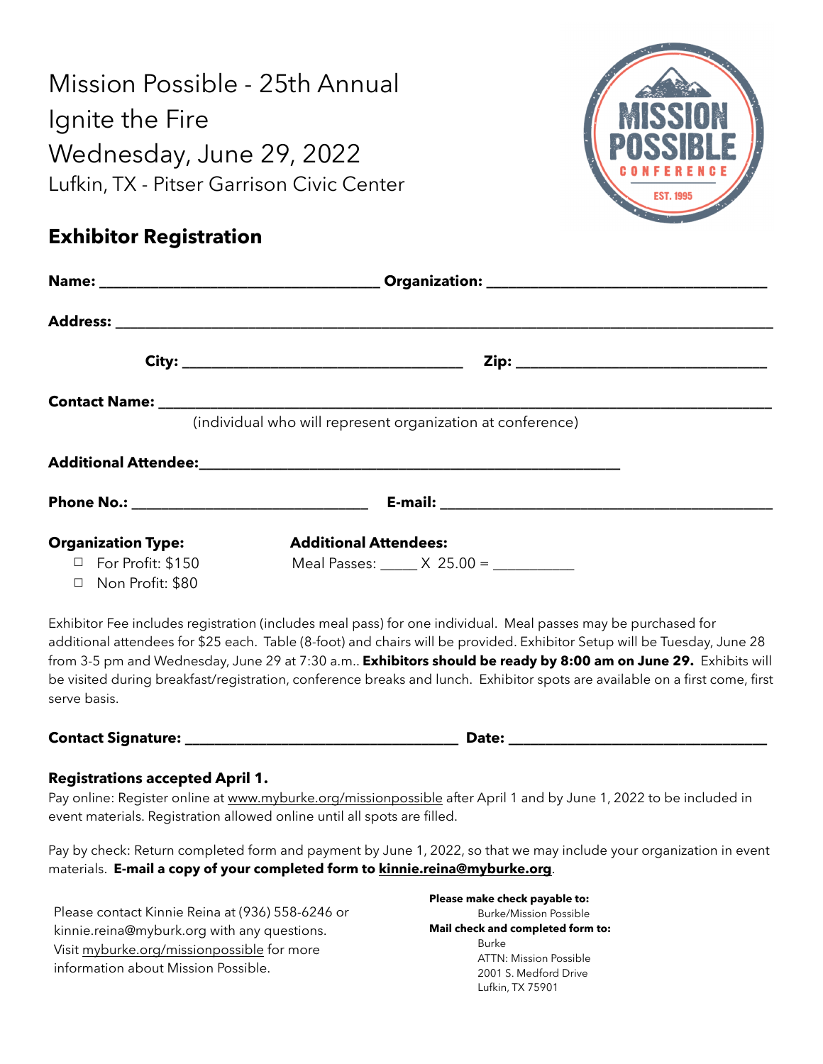# Mission Possible - 25th Annual
# Ignite the Fire
# Wednesday, June 29, 2022
Lufkin, TX - Pitser Garrison Civic Center

MISSION POSSIBLE CONFERENCE EST. 1995

## Exhibitor Registration

**Name:** ________________________________ **Organization:** ________________________________

**Address:** ________________________________________________________________

**City:** ________________________________ **Zip:** ________________________________

**Contact Name:** ________________________________________________________________
(individual who will represent organization at conference)

**Additional Attendee:** ________________________________________________

**Phone No.:** __________________________ **E-mail:** ________________________________________

**Organization Type:**
- ☐ For Profit: $150
- ☐ Non Profit: $80

**Additional Attendees:**
Meal Passes: _____ X 25.00 = __________

Exhibitor Fee includes registration (includes meal pass) for one individual. Meal passes may be purchased for additional attendees for $25 each. Table (8-foot) and chairs will be provided. Exhibitor Setup will be Tuesday, June 28 from 3-5 pm and Wednesday, June 29 at 7:30 a.m.. **Exhibitors should be ready by 8:00 am on June 29.** Exhibits will be visited during breakfast/registration, conference breaks and lunch. Exhibitor spots are available on a first come, first serve basis.

**Contact Signature:** ________________________________ **Date:** ________________________________

**Registrations accepted April 1.**
Pay online: Register online at www.myburke.org/missionpossible after April 1 and by June 1, 2022 to be included in event materials. Registration allowed online until all spots are filled.

Pay by check: Return completed form and payment by June 1, 2022, so that we may include your organization in event materials. **E-mail a copy of your completed form to kinnie.reina@myburke.org**.

Please contact Kinnie Reina at (936) 558-6246 or kinnie.reina@myburk.org with any questions. Visit myburke.org/missionpossible for more information about Mission Possible.

**Please make check payable to:**
Burke/Mission Possible

**Mail check and completed form to:**
Burke
ATTN: Mission Possible
2001 S. Medford Drive
Lufkin, TX 75901